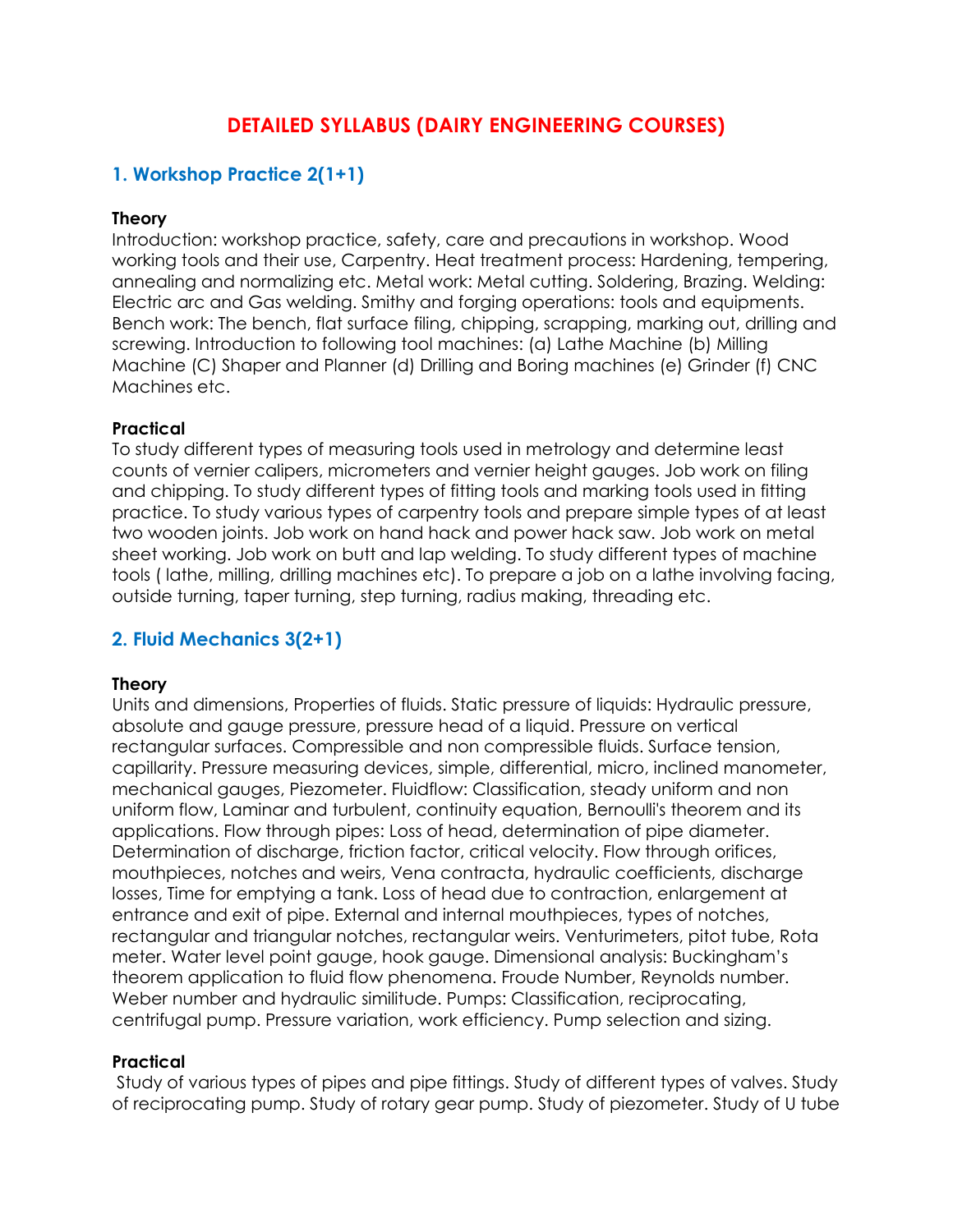# DETAILED SYLLABUS (DAIRY ENGINEERING COURSES)

## 1. Workshop Practice 2(1+1)

**Theory**

Introduction: workshop practice, safety, care and precautions in workshop. Wood working tools and their use, Carpentry. Heat treatment process: Hardening, tempering, annealing and normalizing etc. Metal work: Metal cutting. Soldering, Brazing. Welding: Electric arc and Gas welding. Smithy and forging operations: tools and equipments. Bench work: The bench, flat surface filing, chipping, scrapping, marking out, drilling and screwing. Introduction to following tool machines: (a) Lathe Machine (b) Milling Machine (C) Shaper and Planner (d) Drilling and Boring machines (e) Grinder (f) CNC Machines etc.

**Practical**

To study different types of measuring tools used in metrology and determine least counts of vernier calipers, micrometers and vernier height gauges. Job work on filing and chipping. To study different types of fitting tools and marking tools used in fitting practice. To study various types of carpentry tools and prepare simple types of at least two wooden joints. Job work on hand hack and power hack saw. Job work on metal sheet working. Job work on butt and lap welding. To study different types of machine tools ( lathe, milling, drilling machines etc). To prepare a job on a lathe involving facing, outside turning, taper turning, step turning, radius making, threading etc.

## 2. Fluid Mechanics 3(2+1)

**Theory**

Units and dimensions, Properties of fluids. Static pressure of liquids: Hydraulic pressure, absolute and gauge pressure, pressure head of a liquid. Pressure on vertical rectangular surfaces. Compressible and non compressible fluids. Surface tension, capillarity. Pressure measuring devices, simple, differential, micro, inclined manometer, mechanical gauges, Piezometer. Fluidflow: Classification, steady uniform and non uniform flow, Laminar and turbulent, continuity equation, Bernoulli's theorem and its applications. Flow through pipes: Loss of head, determination of pipe diameter. Determination of discharge, friction factor, critical velocity. Flow through orifices, mouthpieces, notches and weirs, Vena contracta, hydraulic coefficients, discharge losses, Time for emptying a tank. Loss of head due to contraction, enlargement at entrance and exit of pipe. External and internal mouthpieces, types of notches, rectangular and triangular notches, rectangular weirs. Venturimeters, pitot tube, Rota meter. Water level point gauge, hook gauge. Dimensional analysis: Buckingham's theorem application to fluid flow phenomena. Froude Number, Reynolds number. Weber number and hydraulic similitude. Pumps: Classification, reciprocating, centrifugal pump. Pressure variation, work efficiency. Pump selection and sizing.

**Practical**

Study of various types of pipes and pipe fittings. Study of different types of valves. Study of reciprocating pump. Study of rotary gear pump. Study of piezometer. Study of U tube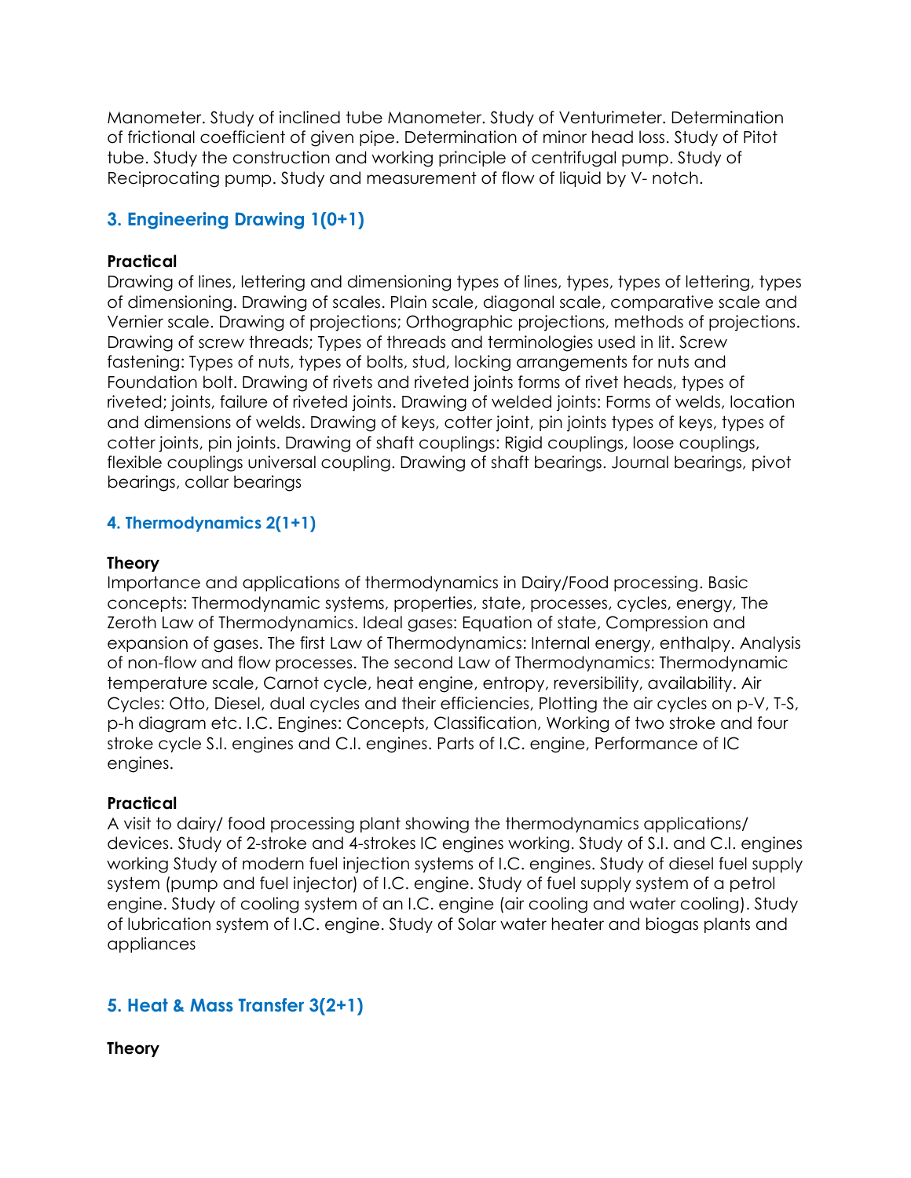Manometer. Study of inclined tube Manometer. Study of Venturimeter. Determination of frictional coefficient of given pipe. Determination of minor head loss. Study of Pitot tube. Study the construction and working principle of centrifugal pump. Study of Reciprocating pump. Study and measurement of flow of liquid by V- notch.

## 3. Engineering Drawing 1(0+1)

**Practical**

Drawing of lines, lettering and dimensioning types of lines, types, types of lettering, types of dimensioning. Drawing of scales. Plain scale, diagonal scale, comparative scale and Vernier scale. Drawing of projections; Orthographic projections, methods of projections. Drawing of screw threads; Types of threads and terminologies used in lit. Screw fastening: Types of nuts, types of bolts, stud, locking arrangements for nuts and Foundation bolt. Drawing of rivets and riveted joints forms of rivet heads, types of riveted; joints, failure of riveted joints. Drawing of welded joints: Forms of welds, location and dimensions of welds. Drawing of keys, cotter joint, pin joints types of keys, types of cotter joints, pin joints. Drawing of shaft couplings: Rigid couplings, loose couplings, flexible couplings universal coupling. Drawing of shaft bearings. Journal bearings, pivot bearings, collar bearings

## 4. Thermodynamics 2(1+1)

**Theory**

Importance and applications of thermodynamics in Dairy/Food processing. Basic concepts: Thermodynamic systems, properties, state, processes, cycles, energy, The Zeroth Law of Thermodynamics. Ideal gases: Equation of state, Compression and expansion of gases. The first Law of Thermodynamics: Internal energy, enthalpy. Analysis of non-flow and flow processes. The second Law of Thermodynamics: Thermodynamic temperature scale, Carnot cycle, heat engine, entropy, reversibility, availability. Air Cycles: Otto, Diesel, dual cycles and their efficiencies, Plotting the air cycles on p-V, T-S, p-h diagram etc. I.C. Engines: Concepts, Classification, Working of two stroke and four stroke cycle S.I. engines and C.I. engines. Parts of I.C. engine, Performance of IC engines.

**Practical**

A visit to dairy/ food processing plant showing the thermodynamics applications/ devices. Study of 2-stroke and 4-strokes IC engines working. Study of S.I. and C.I. engines working Study of modern fuel injection systems of I.C. engines. Study of diesel fuel supply system (pump and fuel injector) of I.C. engine. Study of fuel supply system of a petrol engine. Study of cooling system of an I.C. engine (air cooling and water cooling). Study of lubrication system of I.C. engine. Study of Solar water heater and biogas plants and appliances

## 5. Heat & Mass Transfer 3(2+1)

**Theory**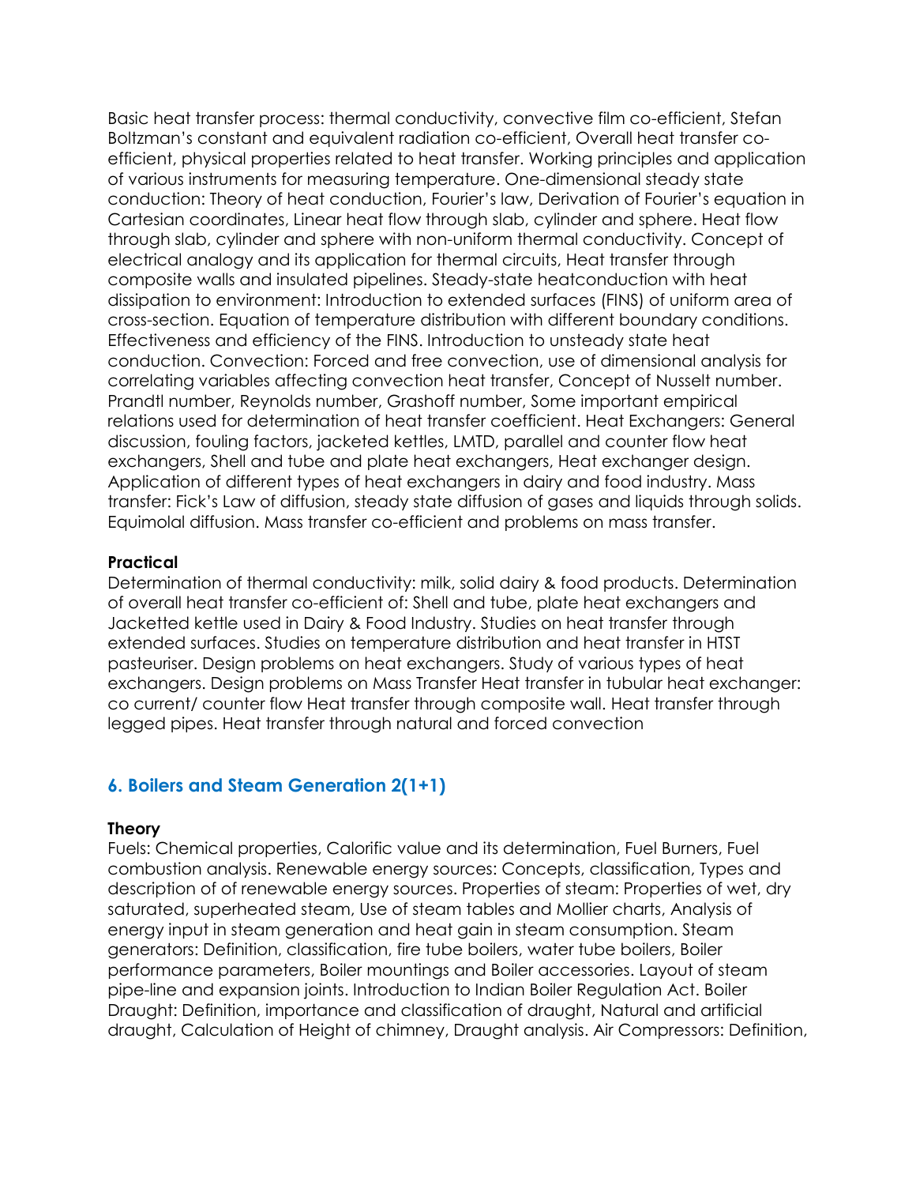Basic heat transfer process: thermal conductivity, convective film co-efficient, Stefan Boltzman's constant and equivalent radiation co-efficient, Overall heat transfer co-efficient, physical properties related to heat transfer. Working principles and application of various instruments for measuring temperature. One-dimensional steady state conduction: Theory of heat conduction, Fourier's law, Derivation of Fourier's equation in Cartesian coordinates, Linear heat flow through slab, cylinder and sphere. Heat flow through slab, cylinder and sphere with non-uniform thermal conductivity. Concept of electrical analogy and its application for thermal circuits, Heat transfer through composite walls and insulated pipelines. Steady-state heatconduction with heat dissipation to environment: Introduction to extended surfaces (FINS) of uniform area of cross-section. Equation of temperature distribution with different boundary conditions. Effectiveness and efficiency of the FINS. Introduction to unsteady state heat conduction. Convection: Forced and free convection, use of dimensional analysis for correlating variables affecting convection heat transfer, Concept of Nusselt number. Prandtl number, Reynolds number, Grashoff number, Some important empirical relations used for determination of heat transfer coefficient. Heat Exchangers: General discussion, fouling factors, jacketed kettles, LMTD, parallel and counter flow heat exchangers, Shell and tube and plate heat exchangers, Heat exchanger design. Application of different types of heat exchangers in dairy and food industry. Mass transfer: Fick's Law of diffusion, steady state diffusion of gases and liquids through solids. Equimolal diffusion. Mass transfer co-efficient and problems on mass transfer.

**Practical**

Determination of thermal conductivity: milk, solid dairy & food products. Determination of overall heat transfer co-efficient of: Shell and tube, plate heat exchangers and Jacketted kettle used in Dairy & Food Industry. Studies on heat transfer through extended surfaces. Studies on temperature distribution and heat transfer in HTST pasteuriser. Design problems on heat exchangers. Study of various types of heat exchangers. Design problems on Mass Transfer Heat transfer in tubular heat exchanger: co current/ counter flow Heat transfer through composite wall. Heat transfer through legged pipes. Heat transfer through natural and forced convection

## 6. Boilers and Steam Generation 2(1+1)

**Theory**

Fuels: Chemical properties, Calorific value and its determination, Fuel Burners, Fuel combustion analysis. Renewable energy sources: Concepts, classification, Types and description of of renewable energy sources. Properties of steam: Properties of wet, dry saturated, superheated steam, Use of steam tables and Mollier charts, Analysis of energy input in steam generation and heat gain in steam consumption. Steam generators: Definition, classification, fire tube boilers, water tube boilers, Boiler performance parameters, Boiler mountings and Boiler accessories. Layout of steam pipe-line and expansion joints. Introduction to Indian Boiler Regulation Act. Boiler Draught: Definition, importance and classification of draught, Natural and artificial draught, Calculation of Height of chimney, Draught analysis. Air Compressors: Definition,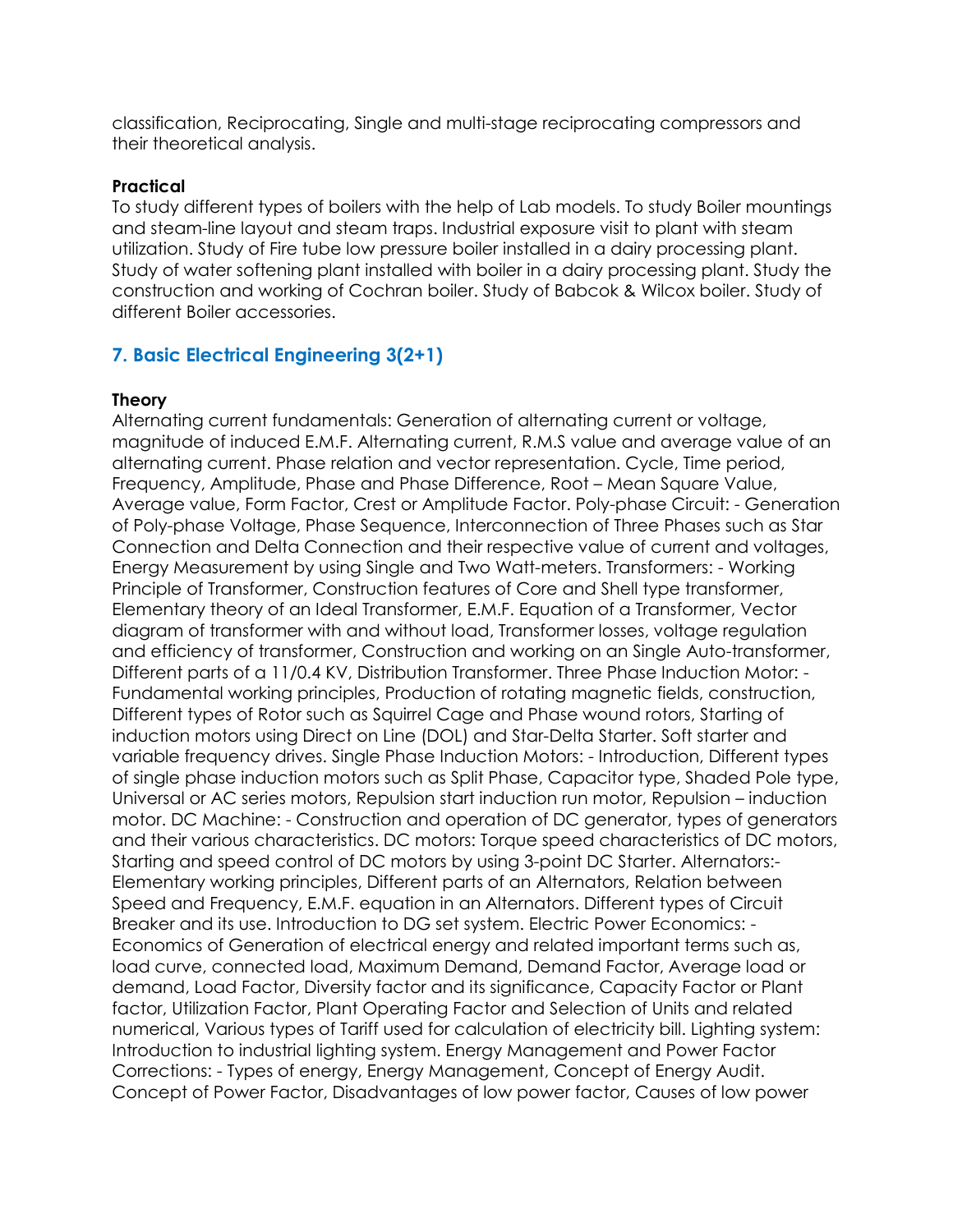classification, Reciprocating, Single and multi-stage reciprocating compressors and their theoretical analysis.

**Practical**

To study different types of boilers with the help of Lab models. To study Boiler mountings and steam-line layout and steam traps. Industrial exposure visit to plant with steam utilization. Study of Fire tube low pressure boiler installed in a dairy processing plant. Study of water softening plant installed with boiler in a dairy processing plant. Study the construction and working of Cochran boiler. Study of Babcok & Wilcox boiler. Study of different Boiler accessories.

## 7. Basic Electrical Engineering 3(2+1)

**Theory**

Alternating current fundamentals: Generation of alternating current or voltage, magnitude of induced E.M.F. Alternating current, R.M.S value and average value of an alternating current. Phase relation and vector representation. Cycle, Time period, Frequency, Amplitude, Phase and Phase Difference, Root – Mean Square Value, Average value, Form Factor, Crest or Amplitude Factor. Poly-phase Circuit: - Generation of Poly-phase Voltage, Phase Sequence, Interconnection of Three Phases such as Star Connection and Delta Connection and their respective value of current and voltages, Energy Measurement by using Single and Two Watt-meters. Transformers: - Working Principle of Transformer, Construction features of Core and Shell type transformer, Elementary theory of an Ideal Transformer, E.M.F. Equation of a Transformer, Vector diagram of transformer with and without load, Transformer losses, voltage regulation and efficiency of transformer, Construction and working on an Single Auto-transformer, Different parts of a 11/0.4 KV, Distribution Transformer. Three Phase Induction Motor: - Fundamental working principles, Production of rotating magnetic fields, construction, Different types of Rotor such as Squirrel Cage and Phase wound rotors, Starting of induction motors using Direct on Line (DOL) and Star-Delta Starter. Soft starter and variable frequency drives. Single Phase Induction Motors: - Introduction, Different types of single phase induction motors such as Split Phase, Capacitor type, Shaded Pole type, Universal or AC series motors, Repulsion start induction run motor, Repulsion – induction motor. DC Machine: - Construction and operation of DC generator, types of generators and their various characteristics. DC motors: Torque speed characteristics of DC motors, Starting and speed control of DC motors by using 3-point DC Starter. Alternators:- Elementary working principles, Different parts of an Alternators, Relation between Speed and Frequency, E.M.F. equation in an Alternators. Different types of Circuit Breaker and its use. Introduction to DG set system. Electric Power Economics: - Economics of Generation of electrical energy and related important terms such as, load curve, connected load, Maximum Demand, Demand Factor, Average load or demand, Load Factor, Diversity factor and its significance, Capacity Factor or Plant factor, Utilization Factor, Plant Operating Factor and Selection of Units and related numerical, Various types of Tariff used for calculation of electricity bill. Lighting system: Introduction to industrial lighting system. Energy Management and Power Factor Corrections: - Types of energy, Energy Management, Concept of Energy Audit. Concept of Power Factor, Disadvantages of low power factor, Causes of low power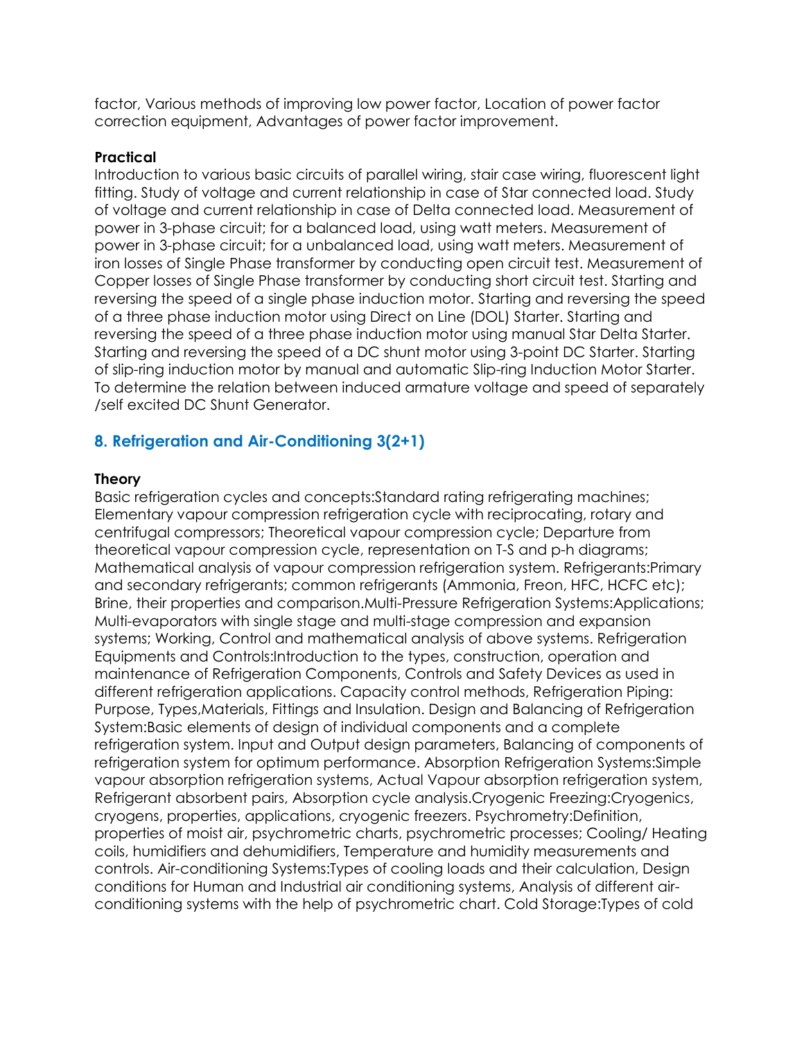factor, Various methods of improving low power factor, Location of power factor correction equipment, Advantages of power factor improvement.

**Practical**

Introduction to various basic circuits of parallel wiring, stair case wiring, fluorescent light fitting. Study of voltage and current relationship in case of Star connected load. Study of voltage and current relationship in case of Delta connected load. Measurement of power in 3-phase circuit; for a balanced load, using watt meters. Measurement of power in 3-phase circuit; for a unbalanced load, using watt meters. Measurement of iron losses of Single Phase transformer by conducting open circuit test. Measurement of Copper losses of Single Phase transformer by conducting short circuit test. Starting and reversing the speed of a single phase induction motor. Starting and reversing the speed of a three phase induction motor using Direct on Line (DOL) Starter. Starting and reversing the speed of a three phase induction motor using manual Star Delta Starter. Starting and reversing the speed of a DC shunt motor using 3-point DC Starter. Starting of slip-ring induction motor by manual and automatic Slip-ring Induction Motor Starter. To determine the relation between induced armature voltage and speed of separately /self excited DC Shunt Generator.

## 8. Refrigeration and Air-Conditioning 3(2+1)

**Theory**

Basic refrigeration cycles and concepts:Standard rating refrigerating machines; Elementary vapour compression refrigeration cycle with reciprocating, rotary and centrifugal compressors; Theoretical vapour compression cycle; Departure from theoretical vapour compression cycle, representation on T-S and p-h diagrams; Mathematical analysis of vapour compression refrigeration system. Refrigerants:Primary and secondary refrigerants; common refrigerants (Ammonia, Freon, HFC, HCFC etc); Brine, their properties and comparison.Multi-Pressure Refrigeration Systems:Applications; Multi-evaporators with single stage and multi-stage compression and expansion systems; Working, Control and mathematical analysis of above systems. Refrigeration Equipments and Controls:Introduction to the types, construction, operation and maintenance of Refrigeration Components, Controls and Safety Devices as used in different refrigeration applications. Capacity control methods, Refrigeration Piping: Purpose, Types,Materials, Fittings and Insulation. Design and Balancing of Refrigeration System:Basic elements of design of individual components and a complete refrigeration system. Input and Output design parameters, Balancing of components of refrigeration system for optimum performance. Absorption Refrigeration Systems:Simple vapour absorption refrigeration systems, Actual Vapour absorption refrigeration system, Refrigerant absorbent pairs, Absorption cycle analysis.Cryogenic Freezing:Cryogenics, cryogens, properties, applications, cryogenic freezers. Psychrometry:Definition, properties of moist air, psychrometric charts, psychrometric processes; Cooling/ Heating coils, humidifiers and dehumidifiers, Temperature and humidity measurements and controls. Air-conditioning Systems:Types of cooling loads and their calculation, Design conditions for Human and Industrial air conditioning systems, Analysis of different air-conditioning systems with the help of psychrometric chart. Cold Storage:Types of cold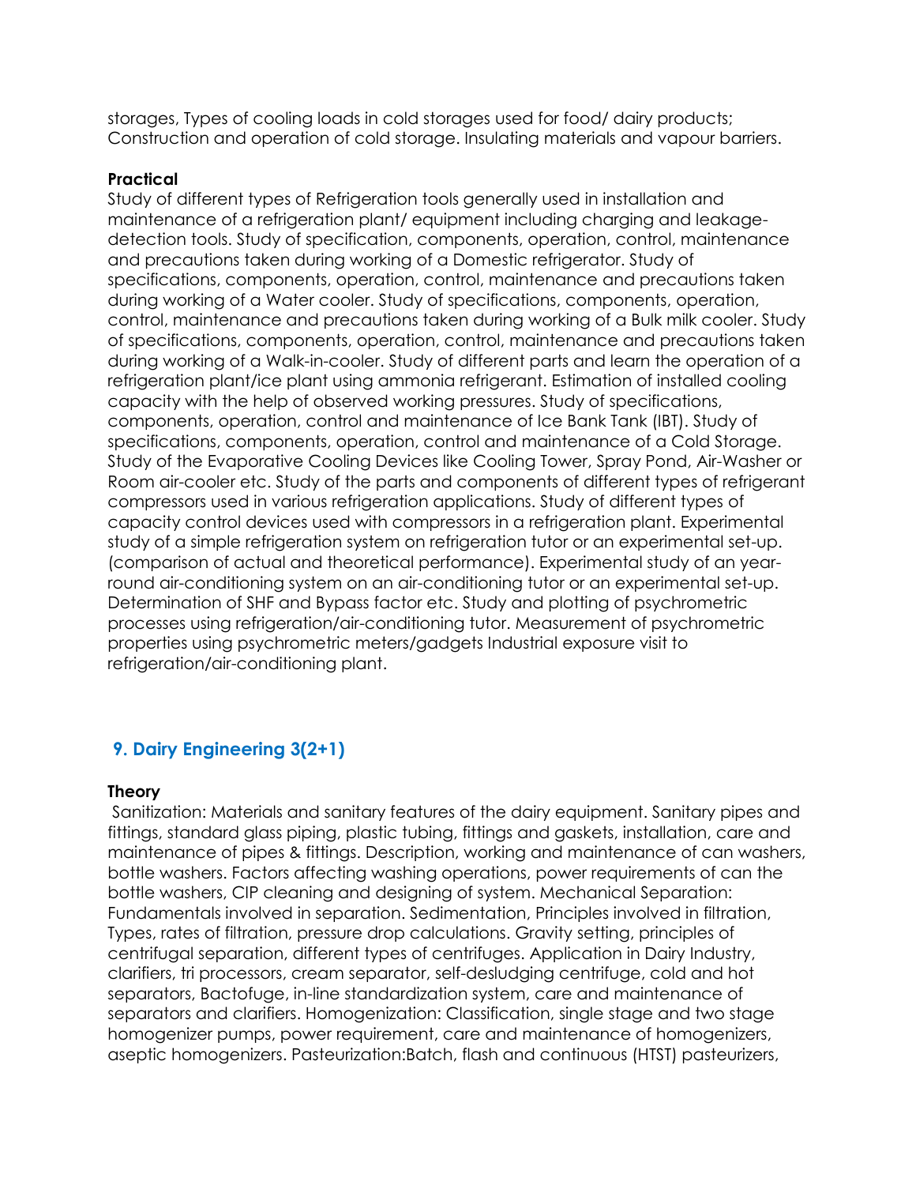storages, Types of cooling loads in cold storages used for food/ dairy products; Construction and operation of cold storage. Insulating materials and vapour barriers.

**Practical**

Study of different types of Refrigeration tools generally used in installation and maintenance of a refrigeration plant/ equipment including charging and leakage-detection tools. Study of specification, components, operation, control, maintenance and precautions taken during working of a Domestic refrigerator. Study of specifications, components, operation, control, maintenance and precautions taken during working of a Water cooler. Study of specifications, components, operation, control, maintenance and precautions taken during working of a Bulk milk cooler. Study of specifications, components, operation, control, maintenance and precautions taken during working of a Walk-in-cooler. Study of different parts and learn the operation of a refrigeration plant/ice plant using ammonia refrigerant. Estimation of installed cooling capacity with the help of observed working pressures. Study of specifications, components, operation, control and maintenance of Ice Bank Tank (IBT). Study of specifications, components, operation, control and maintenance of a Cold Storage. Study of the Evaporative Cooling Devices like Cooling Tower, Spray Pond, Air-Washer or Room air-cooler etc. Study of the parts and components of different types of refrigerant compressors used in various refrigeration applications. Study of different types of capacity control devices used with compressors in a refrigeration plant. Experimental study of a simple refrigeration system on refrigeration tutor or an experimental set-up. (comparison of actual and theoretical performance). Experimental study of an year-round air-conditioning system on an air-conditioning tutor or an experimental set-up. Determination of SHF and Bypass factor etc. Study and plotting of psychrometric processes using refrigeration/air-conditioning tutor. Measurement of psychrometric properties using psychrometric meters/gadgets Industrial exposure visit to refrigeration/air-conditioning plant.

## 9. Dairy Engineering 3(2+1)

**Theory**

Sanitization: Materials and sanitary features of the dairy equipment. Sanitary pipes and fittings, standard glass piping, plastic tubing, fittings and gaskets, installation, care and maintenance of pipes & fittings. Description, working and maintenance of can washers, bottle washers. Factors affecting washing operations, power requirements of can the bottle washers, CIP cleaning and designing of system. Mechanical Separation: Fundamentals involved in separation. Sedimentation, Principles involved in filtration, Types, rates of filtration, pressure drop calculations. Gravity setting, principles of centrifugal separation, different types of centrifuges. Application in Dairy Industry, clarifiers, tri processors, cream separator, self-desludging centrifuge, cold and hot separators, Bactofuge, in-line standardization system, care and maintenance of separators and clarifiers. Homogenization: Classification, single stage and two stage homogenizer pumps, power requirement, care and maintenance of homogenizers, aseptic homogenizers. Pasteurization:Batch, flash and continuous (HTST) pasteurizers,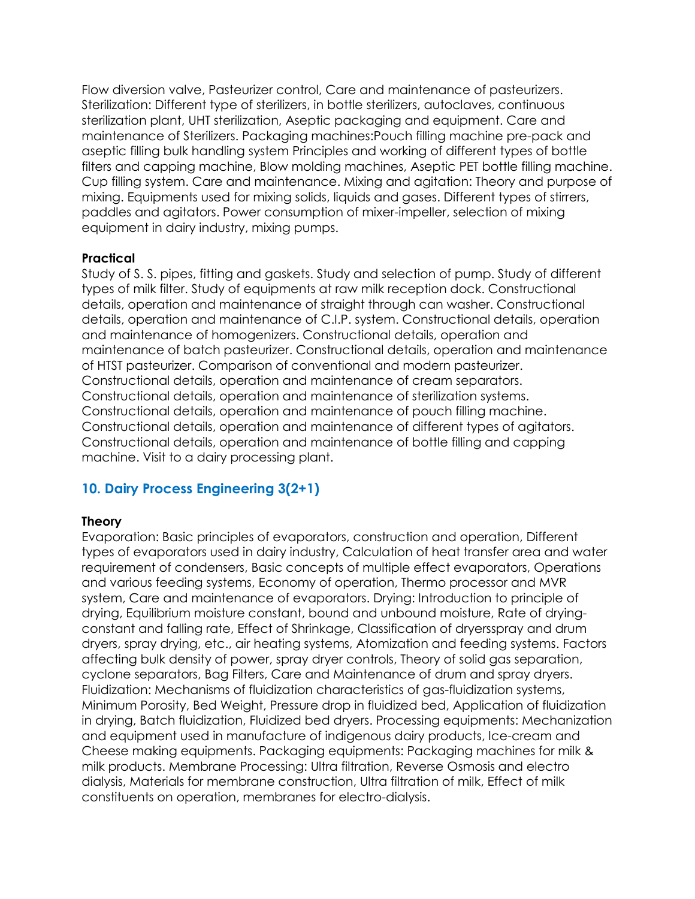Flow diversion valve, Pasteurizer control, Care and maintenance of pasteurizers. Sterilization: Different type of sterilizers, in bottle sterilizers, autoclaves, continuous sterilization plant, UHT sterilization, Aseptic packaging and equipment. Care and maintenance of Sterilizers. Packaging machines:Pouch filling machine pre-pack and aseptic filling bulk handling system Principles and working of different types of bottle filters and capping machine, Blow molding machines, Aseptic PET bottle filling machine. Cup filling system. Care and maintenance. Mixing and agitation: Theory and purpose of mixing. Equipments used for mixing solids, liquids and gases. Different types of stirrers, paddles and agitators. Power consumption of mixer-impeller, selection of mixing equipment in dairy industry, mixing pumps.

**Practical**

Study of S. S. pipes, fitting and gaskets. Study and selection of pump. Study of different types of milk filter. Study of equipments at raw milk reception dock. Constructional details, operation and maintenance of straight through can washer. Constructional details, operation and maintenance of C.I.P. system. Constructional details, operation and maintenance of homogenizers. Constructional details, operation and maintenance of batch pasteurizer. Constructional details, operation and maintenance of HTST pasteurizer. Comparison of conventional and modern pasteurizer. Constructional details, operation and maintenance of cream separators. Constructional details, operation and maintenance of sterilization systems. Constructional details, operation and maintenance of pouch filling machine. Constructional details, operation and maintenance of different types of agitators. Constructional details, operation and maintenance of bottle filling and capping machine. Visit to a dairy processing plant.

## 10. Dairy Process Engineering 3(2+1)

**Theory**

Evaporation: Basic principles of evaporators, construction and operation, Different types of evaporators used in dairy industry, Calculation of heat transfer area and water requirement of condensers, Basic concepts of multiple effect evaporators, Operations and various feeding systems, Economy of operation, Thermo processor and MVR system, Care and maintenance of evaporators. Drying: Introduction to principle of drying, Equilibrium moisture constant, bound and unbound moisture, Rate of drying-constant and falling rate, Effect of Shrinkage, Classification of dryersspray and drum dryers, spray drying, etc., air heating systems, Atomization and feeding systems. Factors affecting bulk density of power, spray dryer controls, Theory of solid gas separation, cyclone separators, Bag Filters, Care and Maintenance of drum and spray dryers. Fluidization: Mechanisms of fluidization characteristics of gas-fluidization systems, Minimum Porosity, Bed Weight, Pressure drop in fluidized bed, Application of fluidization in drying, Batch fluidization, Fluidized bed dryers. Processing equipments: Mechanization and equipment used in manufacture of indigenous dairy products, Ice-cream and Cheese making equipments. Packaging equipments: Packaging machines for milk & milk products. Membrane Processing: Ultra filtration, Reverse Osmosis and electro dialysis, Materials for membrane construction, Ultra filtration of milk, Effect of milk constituents on operation, membranes for electro-dialysis.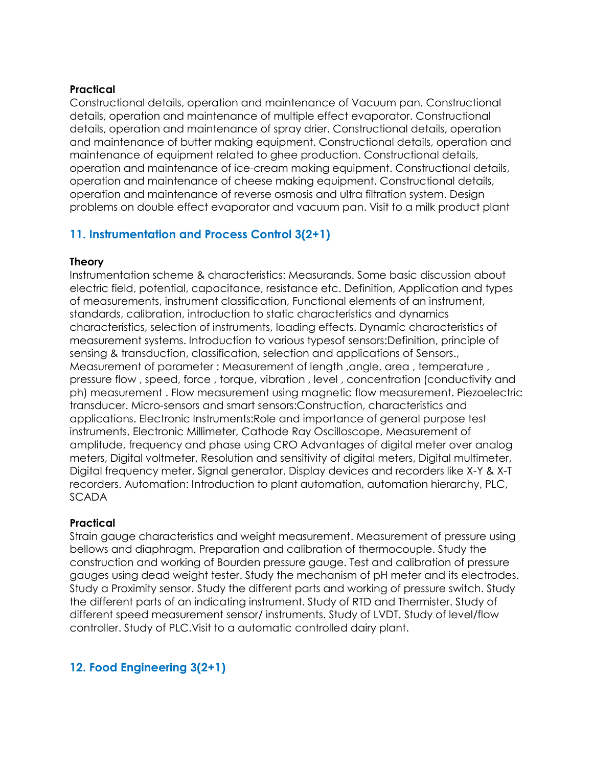**Practical**

Constructional details, operation and maintenance of Vacuum pan. Constructional details, operation and maintenance of multiple effect evaporator. Constructional details, operation and maintenance of spray drier. Constructional details, operation and maintenance of butter making equipment. Constructional details, operation and maintenance of equipment related to ghee production. Constructional details, operation and maintenance of ice-cream making equipment. Constructional details, operation and maintenance of cheese making equipment. Constructional details, operation and maintenance of reverse osmosis and ultra filtration system. Design problems on double effect evaporator and vacuum pan. Visit to a milk product plant

## 11. Instrumentation and Process Control 3(2+1)

**Theory**

Instrumentation scheme & characteristics: Measurands. Some basic discussion about electric field, potential, capacitance, resistance etc. Definition, Application and types of measurements, instrument classification, Functional elements of an instrument, standards, calibration, introduction to static characteristics and dynamics characteristics, selection of instruments, loading effects. Dynamic characteristics of measurement systems. Introduction to various typesof sensors:Definition, principle of sensing & transduction, classification, selection and applications of Sensors., Measurement of parameter : Measurement of length ,angle, area , temperature , pressure flow , speed, force , torque, vibration , level , concentration (conductivity and ph) measurement . Flow measurement using magnetic flow measurement. Piezoelectric transducer. Micro-sensors and smart sensors:Construction, characteristics and applications. Electronic Instruments:Role and importance of general purpose test instruments, Electronic Millimeter, Cathode Ray Oscilloscope, Measurement of amplitude, frequency and phase using CRO Advantages of digital meter over analog meters, Digital voltmeter, Resolution and sensitivity of digital meters, Digital multimeter, Digital frequency meter, Signal generator. Display devices and recorders like X-Y & X-T recorders. Automation: Introduction to plant automation, automation hierarchy, PLC, SCADA

**Practical**

Strain gauge characteristics and weight measurement. Measurement of pressure using bellows and diaphragm. Preparation and calibration of thermocouple. Study the construction and working of Bourden pressure gauge. Test and calibration of pressure gauges using dead weight tester. Study the mechanism of pH meter and its electrodes. Study a Proximity sensor. Study the different parts and working of pressure switch. Study the different parts of an indicating instrument. Study of RTD and Thermister. Study of different speed measurement sensor/ instruments. Study of LVDT. Study of level/flow controller. Study of PLC.Visit to a automatic controlled dairy plant.

## 12. Food Engineering 3(2+1)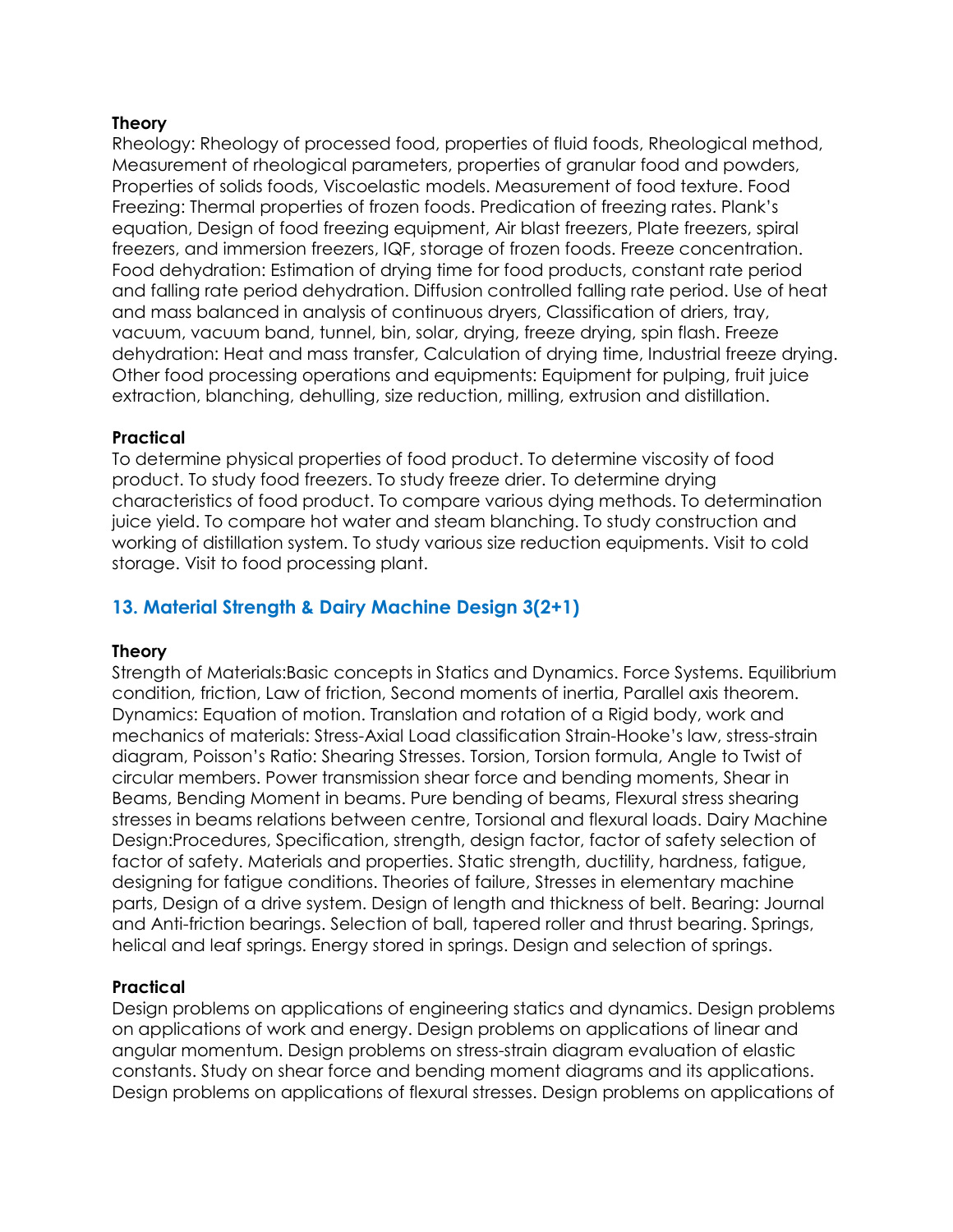**Theory**

Rheology: Rheology of processed food, properties of fluid foods, Rheological method, Measurement of rheological parameters, properties of granular food and powders, Properties of solids foods, Viscoelastic models. Measurement of food texture. Food Freezing: Thermal properties of frozen foods. Predication of freezing rates. Plank's equation, Design of food freezing equipment, Air blast freezers, Plate freezers, spiral freezers, and immersion freezers, IQF, storage of frozen foods. Freeze concentration. Food dehydration: Estimation of drying time for food products, constant rate period and falling rate period dehydration. Diffusion controlled falling rate period. Use of heat and mass balanced in analysis of continuous dryers, Classification of driers, tray, vacuum, vacuum band, tunnel, bin, solar, drying, freeze drying, spin flash. Freeze dehydration: Heat and mass transfer, Calculation of drying time, Industrial freeze drying. Other food processing operations and equipments: Equipment for pulping, fruit juice extraction, blanching, dehulling, size reduction, milling, extrusion and distillation.

**Practical**

To determine physical properties of food product. To determine viscosity of food product. To study food freezers. To study freeze drier. To determine drying characteristics of food product. To compare various dying methods. To determination juice yield. To compare hot water and steam blanching. To study construction and working of distillation system. To study various size reduction equipments. Visit to cold storage. Visit to food processing plant.

## 13. Material Strength & Dairy Machine Design 3(2+1)

**Theory**

Strength of Materials:Basic concepts in Statics and Dynamics. Force Systems. Equilibrium condition, friction, Law of friction, Second moments of inertia, Parallel axis theorem. Dynamics: Equation of motion. Translation and rotation of a Rigid body, work and mechanics of materials: Stress-Axial Load classification Strain-Hooke's law, stress-strain diagram, Poisson's Ratio: Shearing Stresses. Torsion, Torsion formula, Angle to Twist of circular members. Power transmission shear force and bending moments, Shear in Beams, Bending Moment in beams. Pure bending of beams, Flexural stress shearing stresses in beams relations between centre, Torsional and flexural loads. Dairy Machine Design:Procedures, Specification, strength, design factor, factor of safety selection of factor of safety. Materials and properties. Static strength, ductility, hardness, fatigue, designing for fatigue conditions. Theories of failure, Stresses in elementary machine parts, Design of a drive system. Design of length and thickness of belt. Bearing: Journal and Anti-friction bearings. Selection of ball, tapered roller and thrust bearing. Springs, helical and leaf springs. Energy stored in springs. Design and selection of springs.

**Practical**

Design problems on applications of engineering statics and dynamics. Design problems on applications of work and energy. Design problems on applications of linear and angular momentum. Design problems on stress-strain diagram evaluation of elastic constants. Study on shear force and bending moment diagrams and its applications. Design problems on applications of flexural stresses. Design problems on applications of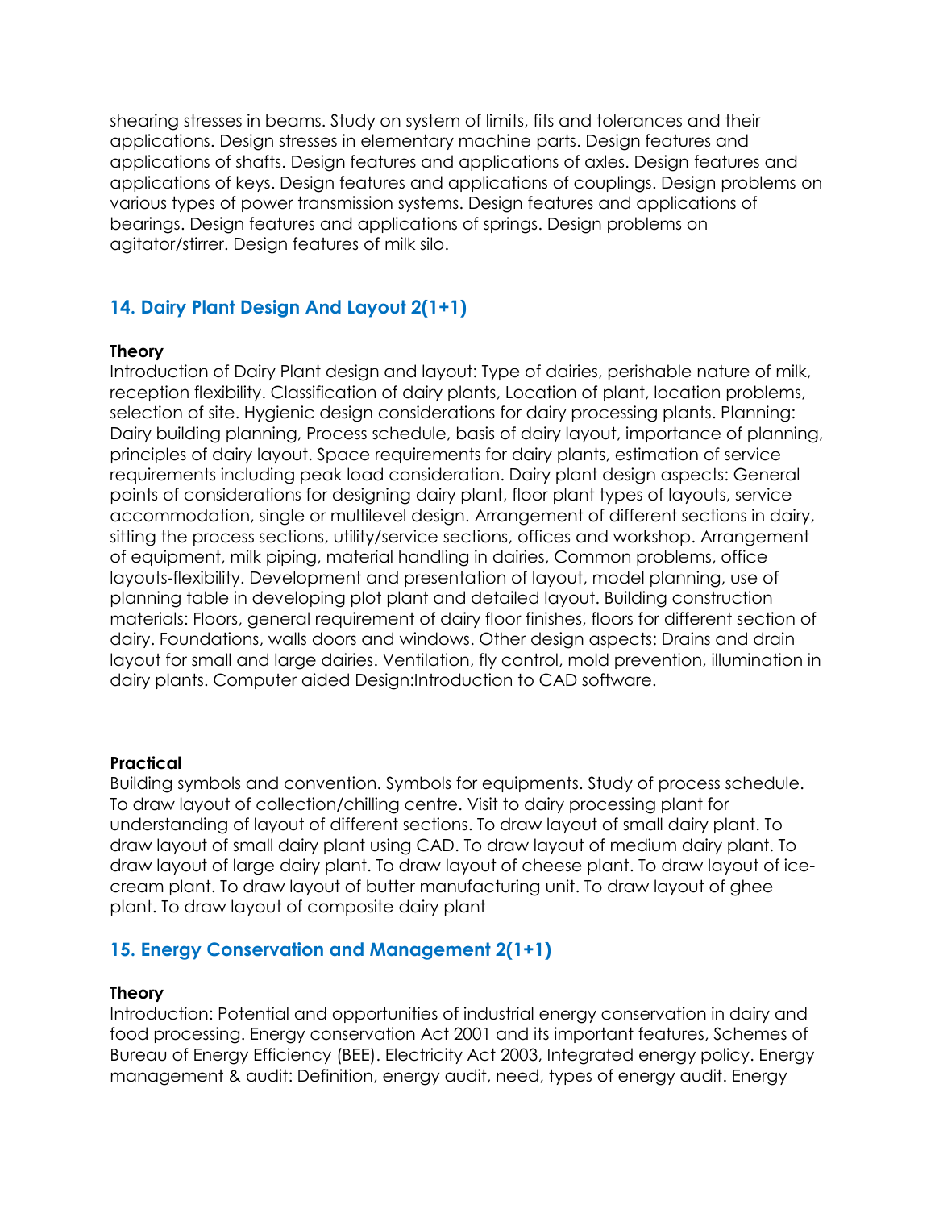shearing stresses in beams. Study on system of limits, fits and tolerances and their applications. Design stresses in elementary machine parts. Design features and applications of shafts. Design features and applications of axles. Design features and applications of keys. Design features and applications of couplings. Design problems on various types of power transmission systems. Design features and applications of bearings. Design features and applications of springs. Design problems on agitator/stirrer. Design features of milk silo.

## 14. Dairy Plant Design And Layout 2(1+1)

**Theory**

Introduction of Dairy Plant design and layout: Type of dairies, perishable nature of milk, reception flexibility. Classification of dairy plants, Location of plant, location problems, selection of site. Hygienic design considerations for dairy processing plants. Planning: Dairy building planning, Process schedule, basis of dairy layout, importance of planning, principles of dairy layout. Space requirements for dairy plants, estimation of service requirements including peak load consideration. Dairy plant design aspects: General points of considerations for designing dairy plant, floor plant types of layouts, service accommodation, single or multilevel design. Arrangement of different sections in dairy, sitting the process sections, utility/service sections, offices and workshop. Arrangement of equipment, milk piping, material handling in dairies, Common problems, office layouts-flexibility. Development and presentation of layout, model planning, use of planning table in developing plot plant and detailed layout. Building construction materials: Floors, general requirement of dairy floor finishes, floors for different section of dairy. Foundations, walls doors and windows. Other design aspects: Drains and drain layout for small and large dairies. Ventilation, fly control, mold prevention, illumination in dairy plants. Computer aided Design:Introduction to CAD software.

**Practical**

Building symbols and convention. Symbols for equipments. Study of process schedule. To draw layout of collection/chilling centre. Visit to dairy processing plant for understanding of layout of different sections. To draw layout of small dairy plant. To draw layout of small dairy plant using CAD. To draw layout of medium dairy plant. To draw layout of large dairy plant. To draw layout of cheese plant. To draw layout of ice-cream plant. To draw layout of butter manufacturing unit. To draw layout of ghee plant. To draw layout of composite dairy plant

## 15. Energy Conservation and Management 2(1+1)

**Theory**

Introduction: Potential and opportunities of industrial energy conservation in dairy and food processing. Energy conservation Act 2001 and its important features, Schemes of Bureau of Energy Efficiency (BEE). Electricity Act 2003, Integrated energy policy. Energy management & audit: Definition, energy audit, need, types of energy audit. Energy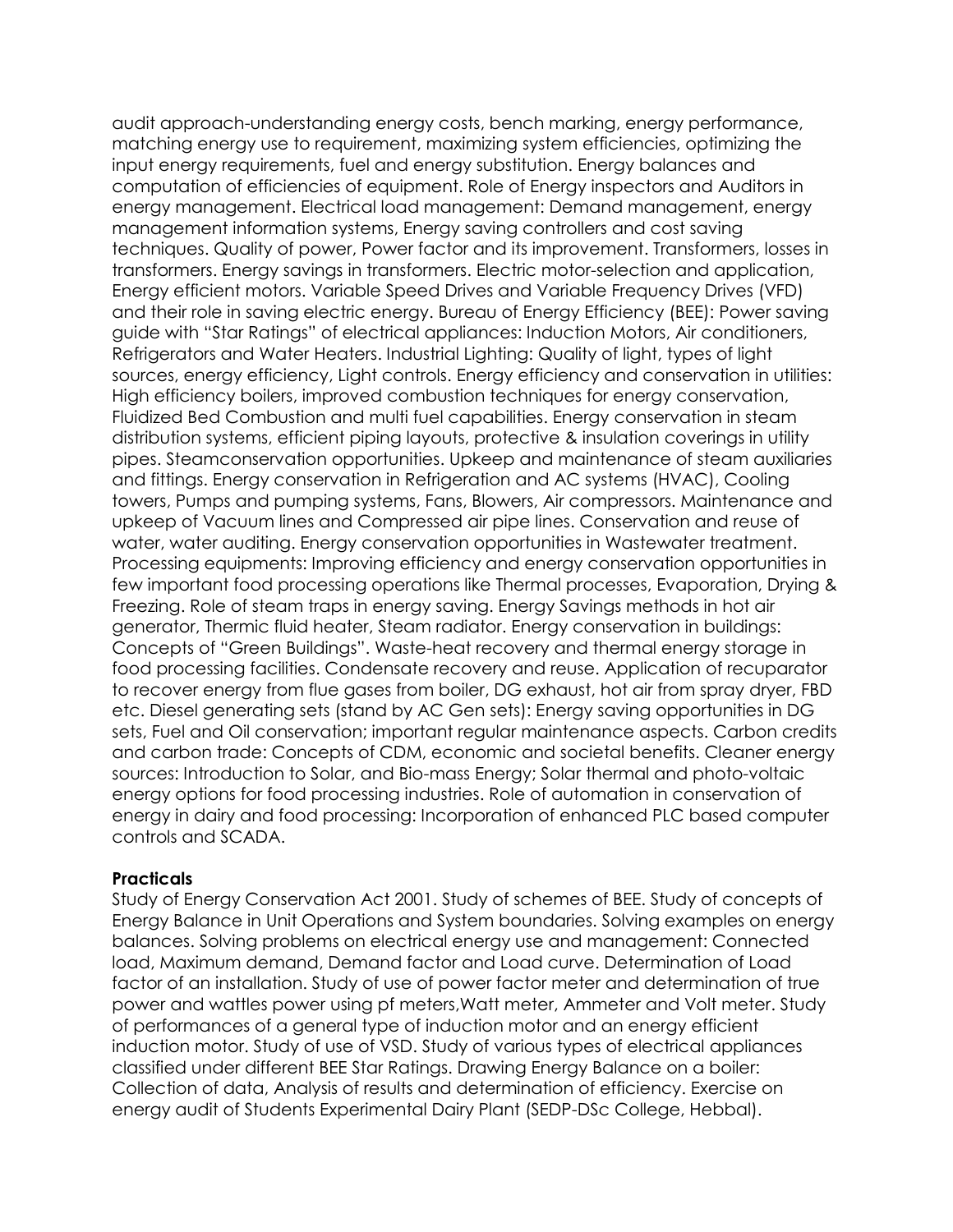audit approach-understanding energy costs, bench marking, energy performance, matching energy use to requirement, maximizing system efficiencies, optimizing the input energy requirements, fuel and energy substitution. Energy balances and computation of efficiencies of equipment. Role of Energy inspectors and Auditors in energy management. Electrical load management: Demand management, energy management information systems, Energy saving controllers and cost saving techniques. Quality of power, Power factor and its improvement. Transformers, losses in transformers. Energy savings in transformers. Electric motor-selection and application, Energy efficient motors. Variable Speed Drives and Variable Frequency Drives (VFD) and their role in saving electric energy. Bureau of Energy Efficiency (BEE): Power saving guide with "Star Ratings" of electrical appliances: Induction Motors, Air conditioners, Refrigerators and Water Heaters. Industrial Lighting: Quality of light, types of light sources, energy efficiency, Light controls. Energy efficiency and conservation in utilities: High efficiency boilers, improved combustion techniques for energy conservation, Fluidized Bed Combustion and multi fuel capabilities. Energy conservation in steam distribution systems, efficient piping layouts, protective & insulation coverings in utility pipes. Steamconservation opportunities. Upkeep and maintenance of steam auxiliaries and fittings. Energy conservation in Refrigeration and AC systems (HVAC), Cooling towers, Pumps and pumping systems, Fans, Blowers, Air compressors. Maintenance and upkeep of Vacuum lines and Compressed air pipe lines. Conservation and reuse of water, water auditing. Energy conservation opportunities in Wastewater treatment. Processing equipments: Improving efficiency and energy conservation opportunities in few important food processing operations like Thermal processes, Evaporation, Drying & Freezing. Role of steam traps in energy saving. Energy Savings methods in hot air generator, Thermic fluid heater, Steam radiator. Energy conservation in buildings: Concepts of "Green Buildings". Waste-heat recovery and thermal energy storage in food processing facilities. Condensate recovery and reuse. Application of recuparator to recover energy from flue gases from boiler, DG exhaust, hot air from spray dryer, FBD etc. Diesel generating sets (stand by AC Gen sets): Energy saving opportunities in DG sets, Fuel and Oil conservation; important regular maintenance aspects. Carbon credits and carbon trade: Concepts of CDM, economic and societal benefits. Cleaner energy sources: Introduction to Solar, and Bio-mass Energy; Solar thermal and photo-voltaic energy options for food processing industries. Role of automation in conservation of energy in dairy and food processing: Incorporation of enhanced PLC based computer controls and SCADA.

**Practicals**

Study of Energy Conservation Act 2001. Study of schemes of BEE. Study of concepts of Energy Balance in Unit Operations and System boundaries. Solving examples on energy balances. Solving problems on electrical energy use and management: Connected load, Maximum demand, Demand factor and Load curve. Determination of Load factor of an installation. Study of use of power factor meter and determination of true power and wattles power using pf meters,Watt meter, Ammeter and Volt meter. Study of performances of a general type of induction motor and an energy efficient induction motor. Study of use of VSD. Study of various types of electrical appliances classified under different BEE Star Ratings. Drawing Energy Balance on a boiler: Collection of data, Analysis of results and determination of efficiency. Exercise on energy audit of Students Experimental Dairy Plant (SEDP-DSc College, Hebbal).